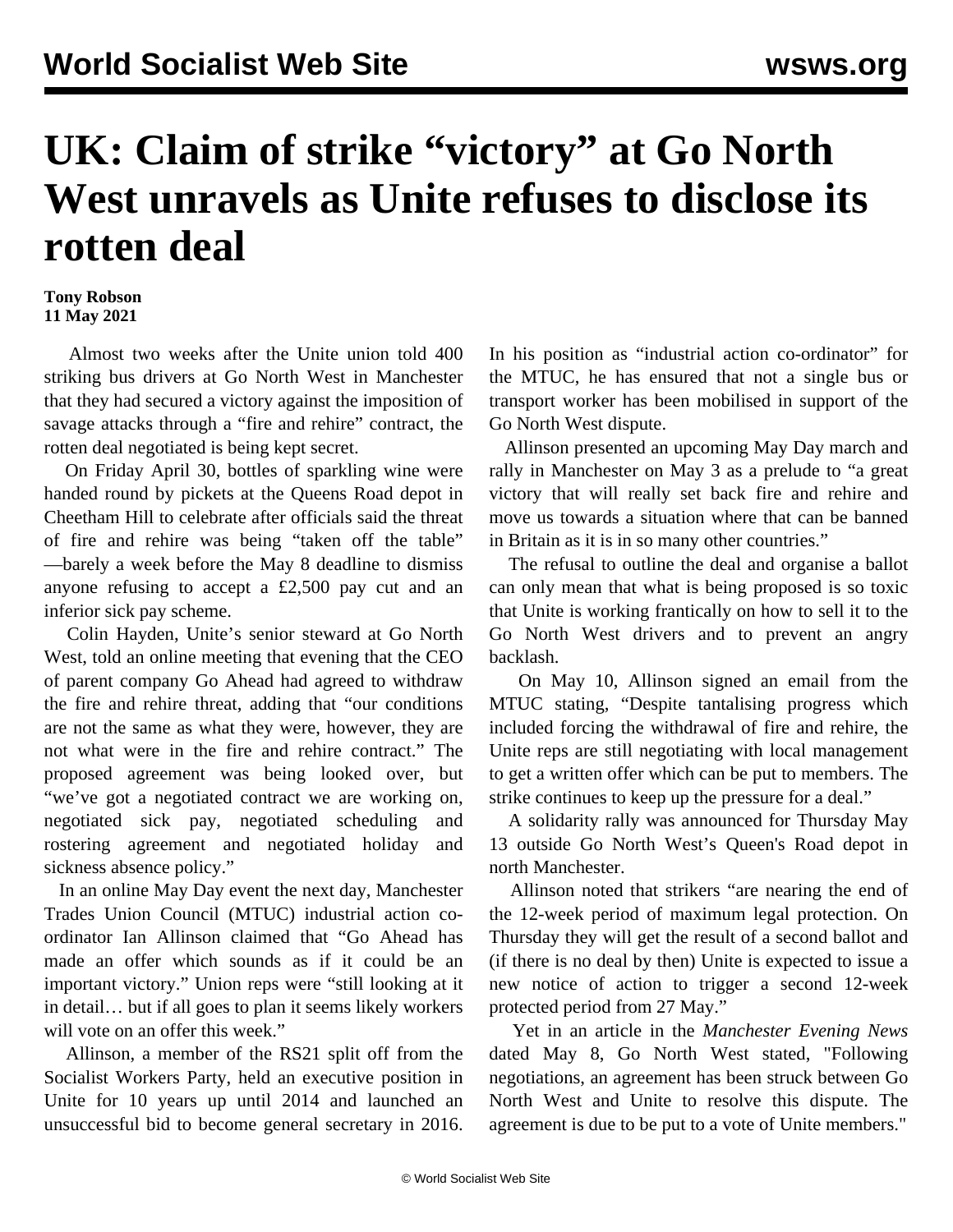# UK: Claim of strike "victory" at Go North West unravels as Unite refuses to disclose its rotten deal

**Tony Robson**
**11 May 2021**

Almost two weeks after the Unite union told 400 striking bus drivers at Go North West in Manchester that they had secured a victory against the imposition of savage attacks through a "fire and rehire" contract, the rotten deal negotiated is being kept secret.

On Friday April 30, bottles of sparkling wine were handed round by pickets at the Queens Road depot in Cheetham Hill to celebrate after officials said the threat of fire and rehire was being "taken off the table"—barely a week before the May 8 deadline to dismiss anyone refusing to accept a £2,500 pay cut and an inferior sick pay scheme.

Colin Hayden, Unite's senior steward at Go North West, told an online meeting that evening that the CEO of parent company Go Ahead had agreed to withdraw the fire and rehire threat, adding that "our conditions are not the same as what they were, however, they are not what were in the fire and rehire contract." The proposed agreement was being looked over, but "we've got a negotiated contract we are working on, negotiated sick pay, negotiated scheduling and rostering agreement and negotiated holiday and sickness absence policy."

In an online May Day event the next day, Manchester Trades Union Council (MTUC) industrial action co-ordinator Ian Allinson claimed that "Go Ahead has made an offer which sounds as if it could be an important victory." Union reps were "still looking at it in detail… but if all goes to plan it seems likely workers will vote on an offer this week."

Allinson, a member of the RS21 split off from the Socialist Workers Party, held an executive position in Unite for 10 years up until 2014 and launched an unsuccessful bid to become general secretary in 2016. In his position as "industrial action co-ordinator" for the MTUC, he has ensured that not a single bus or transport worker has been mobilised in support of the Go North West dispute.

Allinson presented an upcoming May Day march and rally in Manchester on May 3 as a prelude to "a great victory that will really set back fire and rehire and move us towards a situation where that can be banned in Britain as it is in so many other countries."

The refusal to outline the deal and organise a ballot can only mean that what is being proposed is so toxic that Unite is working frantically on how to sell it to the Go North West drivers and to prevent an angry backlash.

On May 10, Allinson signed an email from the MTUC stating, "Despite tantalising progress which included forcing the withdrawal of fire and rehire, the Unite reps are still negotiating with local management to get a written offer which can be put to members. The strike continues to keep up the pressure for a deal."

A solidarity rally was announced for Thursday May 13 outside Go North West's Queen's Road depot in north Manchester.

Allinson noted that strikers "are nearing the end of the 12-week period of maximum legal protection. On Thursday they will get the result of a second ballot and (if there is no deal by then) Unite is expected to issue a new notice of action to trigger a second 12-week protected period from 27 May."

Yet in an article in the *Manchester Evening News* dated May 8, Go North West stated, "Following negotiations, an agreement has been struck between Go North West and Unite to resolve this dispute. The agreement is due to be put to a vote of Unite members."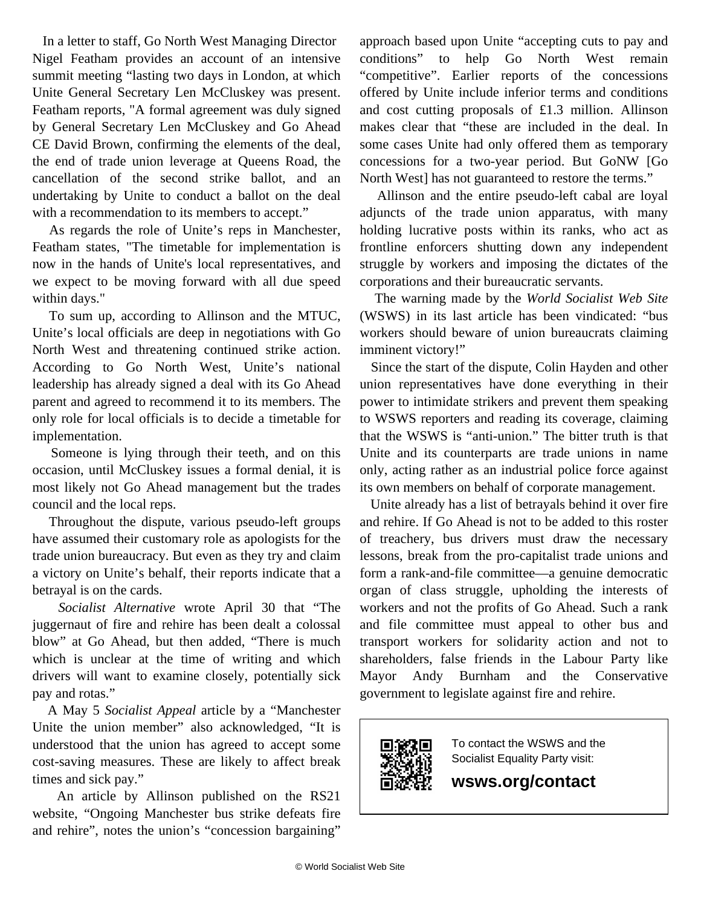In a letter to staff, Go North West Managing Director Nigel Featham provides an account of an intensive summit meeting "lasting two days in London, at which Unite General Secretary Len McCluskey was present. Featham reports, "A formal agreement was duly signed by General Secretary Len McCluskey and Go Ahead CE David Brown, confirming the elements of the deal, the end of trade union leverage at Queens Road, the cancellation of the second strike ballot, and an undertaking by Unite to conduct a ballot on the deal with a recommendation to its members to accept."

As regards the role of Unite's reps in Manchester, Featham states, "The timetable for implementation is now in the hands of Unite's local representatives, and we expect to be moving forward with all due speed within days."

To sum up, according to Allinson and the MTUC, Unite's local officials are deep in negotiations with Go North West and threatening continued strike action. According to Go North West, Unite's national leadership has already signed a deal with its Go Ahead parent and agreed to recommend it to its members. The only role for local officials is to decide a timetable for implementation.

Someone is lying through their teeth, and on this occasion, until McCluskey issues a formal denial, it is most likely not Go Ahead management but the trades council and the local reps.

Throughout the dispute, various pseudo-left groups have assumed their customary role as apologists for the trade union bureaucracy. But even as they try and claim a victory on Unite's behalf, their reports indicate that a betrayal is on the cards.

*Socialist Alternative* wrote April 30 that "The juggernaut of fire and rehire has been dealt a colossal blow" at Go Ahead, but then added, "There is much which is unclear at the time of writing and which drivers will want to examine closely, potentially sick pay and rotas."

A May 5 *Socialist Appeal* article by a "Manchester Unite the union member" also acknowledged, "It is understood that the union has agreed to accept some cost-saving measures. These are likely to affect break times and sick pay."

An article by Allinson published on the RS21 website, "Ongoing Manchester bus strike defeats fire and rehire", notes the union's "concession bargaining" approach based upon Unite "accepting cuts to pay and conditions" to help Go North West remain "competitive". Earlier reports of the concessions offered by Unite include inferior terms and conditions and cost cutting proposals of £1.3 million. Allinson makes clear that "these are included in the deal. In some cases Unite had only offered them as temporary concessions for a two-year period. But GoNW [Go North West] has not guaranteed to restore the terms."

Allinson and the entire pseudo-left cabal are loyal adjuncts of the trade union apparatus, with many holding lucrative posts within its ranks, who act as frontline enforcers shutting down any independent struggle by workers and imposing the dictates of the corporations and their bureaucratic servants.

The warning made by the *World Socialist Web Site* (WSWS) in its last article has been vindicated: "bus workers should beware of union bureaucrats claiming imminent victory!"

Since the start of the dispute, Colin Hayden and other union representatives have done everything in their power to intimidate strikers and prevent them speaking to WSWS reporters and reading its coverage, claiming that the WSWS is "anti-union." The bitter truth is that Unite and its counterparts are trade unions in name only, acting rather as an industrial police force against its own members on behalf of corporate management.

Unite already has a list of betrayals behind it over fire and rehire. If Go Ahead is not to be added to this roster of treachery, bus drivers must draw the necessary lessons, break from the pro-capitalist trade unions and form a rank-and-file committee—a genuine democratic organ of class struggle, upholding the interests of workers and not the profits of Go Ahead. Such a rank and file committee must appeal to other bus and transport workers for solidarity action and not to shareholders, false friends in the Labour Party like Mayor Andy Burnham and the Conservative government to legislate against fire and rehire.

To contact the WSWS and the Socialist Equality Party visit:

**wsws.org/contact**